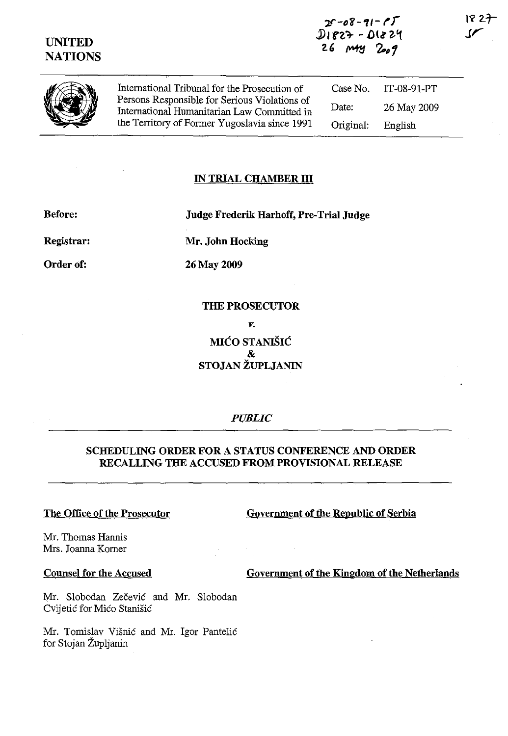IT-08-91-PT
D1827 - D1824
26 May 2009

1827
SF

# UNITED NATIONS

| International Tribunal for the Prosecution of Persons Responsible for Serious Violations of International Humanitarian Law Committed in the Territory of Former Yugoslavia since 1991 | Case No. | IT-08-91-PT |
|---|---|---|
| | Date: | 26 May 2009 |
| | Original: | English |

## IN TRIAL CHAMBER III

**Before:** **Judge Frederik Harhoff, Pre-Trial Judge**

**Registrar:** **Mr. John Hocking**

**Order of:** **26 May 2009**

**THE PROSECUTOR**

*v.*

**MIĆO STANIŠIĆ**
**&**
**STOJAN ŽUPLJANIN**

*PUBLIC*

## SCHEDULING ORDER FOR A STATUS CONFERENCE AND ORDER RECALLING THE ACCUSED FROM PROVISIONAL RELEASE

**The Office of the Prosecutor**

Mr. Thomas Hannis
Mrs. Joanna Korner

**Counsel for the Accused**

Mr. Slobodan Zečević and Mr. Slobodan Cvijetić for Mićo Stanišić

Mr. Tomislav Višnić and Mr. Igor Pantelić for Stojan Župljanin

**Government of the Republic of Serbia**

**Government of the Kingdom of the Netherlands**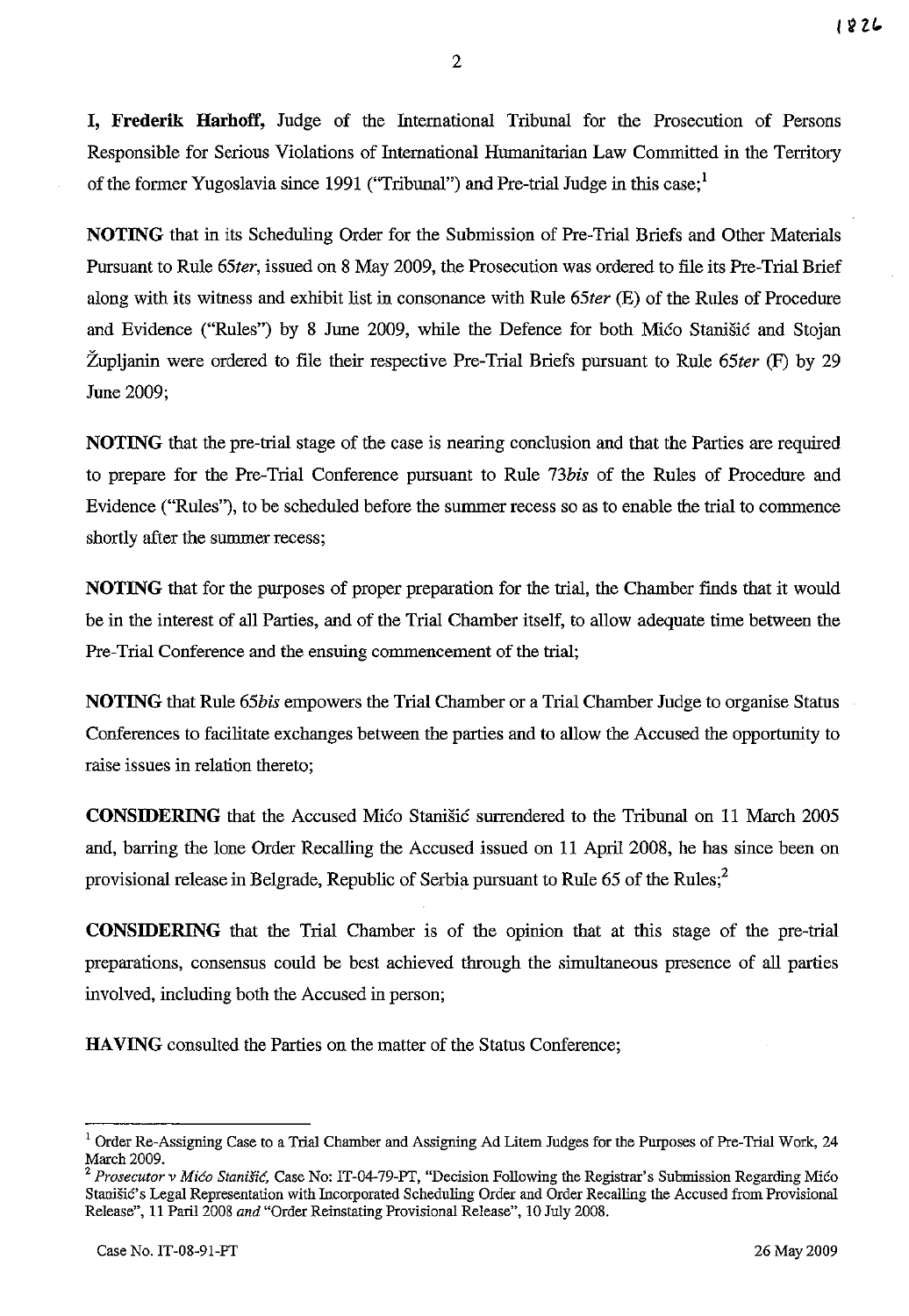**I, Frederik Harhoff,** Judge of the International Tribunal for the Prosecution of Persons Responsible for Serious Violations of International Humanitarian Law Committed in the Territory of the former Yugoslavia since 1991 ("Tribunal") and Pre-trial Judge in this case;[1]

**NOTING** that in its Scheduling Order for the Submission of Pre-Trial Briefs and Other Materials Pursuant to Rule 65*ter*, issued on 8 May 2009, the Prosecution was ordered to file its Pre-Trial Brief along with its witness and exhibit list in consonance with Rule 65*ter* (E) of the Rules of Procedure and Evidence ("Rules") by 8 June 2009, while the Defence for both Mićo Stanišić and Stojan Župljanin were ordered to file their respective Pre-Trial Briefs pursuant to Rule 65*ter* (F) by 29 June 2009;

**NOTING** that the pre-trial stage of the case is nearing conclusion and that the Parties are required to prepare for the Pre-Trial Conference pursuant to Rule 73*bis* of the Rules of Procedure and Evidence ("Rules"), to be scheduled before the summer recess so as to enable the trial to commence shortly after the summer recess;

**NOTING** that for the purposes of proper preparation for the trial, the Chamber finds that it would be in the interest of all Parties, and of the Trial Chamber itself, to allow adequate time between the Pre-Trial Conference and the ensuing commencement of the trial;

**NOTING** that Rule 65*bis* empowers the Trial Chamber or a Trial Chamber Judge to organise Status Conferences to facilitate exchanges between the parties and to allow the Accused the opportunity to raise issues in relation thereto;

**CONSIDERING** that the Accused Mićo Stanišić surrendered to the Tribunal on 11 March 2005 and, barring the lone Order Recalling the Accused issued on 11 April 2008, he has since been on provisional release in Belgrade, Republic of Serbia pursuant to Rule 65 of the Rules;[2]

**CONSIDERING** that the Trial Chamber is of the opinion that at this stage of the pre-trial preparations, consensus could be best achieved through the simultaneous presence of all parties involved, including both the Accused in person;

**HAVING** consulted the Parties on the matter of the Status Conference;

---

[1] Order Re-Assigning Case to a Trial Chamber and Assigning Ad Litem Judges for the Purposes of Pre-Trial Work, 24 March 2009.

[2] *Prosecutor v Mićo Stanišić,* Case No: IT-04-79-PT, "Decision Following the Registrar's Submission Regarding Mićo Stanišić's Legal Representation with Incorporated Scheduling Order and Order Recalling the Accused from Provisional Release", 11 Paril 2008 *and* "Order Reinstating Provisional Release", 10 July 2008.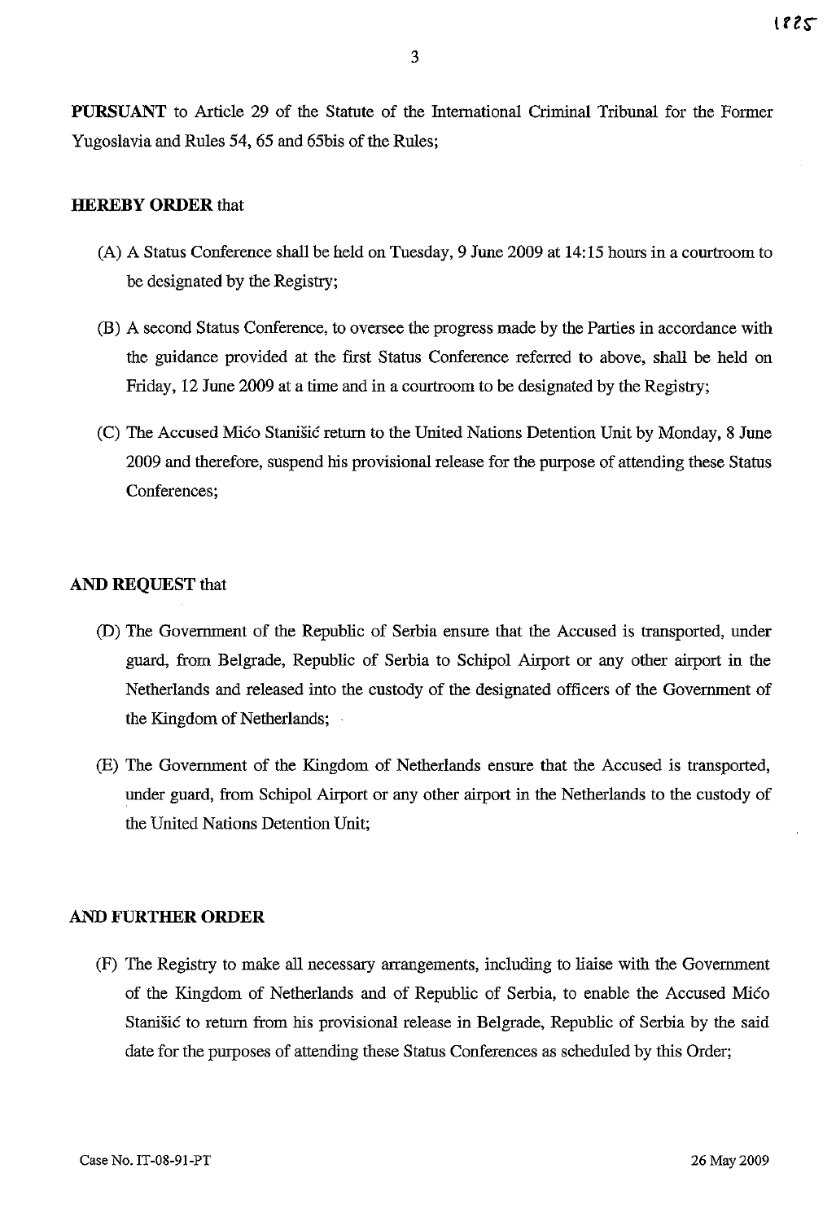**PURSUANT** to Article 29 of the Statute of the International Criminal Tribunal for the Former Yugoslavia and Rules 54, 65 and 65bis of the Rules;

**HEREBY ORDER** that

(A) A Status Conference shall be held on Tuesday, 9 June 2009 at 14:15 hours in a courtroom to be designated by the Registry;

(B) A second Status Conference, to oversee the progress made by the Parties in accordance with the guidance provided at the first Status Conference referred to above, shall be held on Friday, 12 June 2009 at a time and in a courtroom to be designated by the Registry;

(C) The Accused Mićo Stanišić return to the United Nations Detention Unit by Monday, 8 June 2009 and therefore, suspend his provisional release for the purpose of attending these Status Conferences;

**AND REQUEST** that

(D) The Government of the Republic of Serbia ensure that the Accused is transported, under guard, from Belgrade, Republic of Serbia to Schipol Airport or any other airport in the Netherlands and released into the custody of the designated officers of the Government of the Kingdom of Netherlands;

(E) The Government of the Kingdom of Netherlands ensure that the Accused is transported, under guard, from Schipol Airport or any other airport in the Netherlands to the custody of the United Nations Detention Unit;

**AND FURTHER ORDER**

(F) The Registry to make all necessary arrangements, including to liaise with the Government of the Kingdom of Netherlands and of Republic of Serbia, to enable the Accused Mićo Stanišić to return from his provisional release in Belgrade, Republic of Serbia by the said date for the purposes of attending these Status Conferences as scheduled by this Order;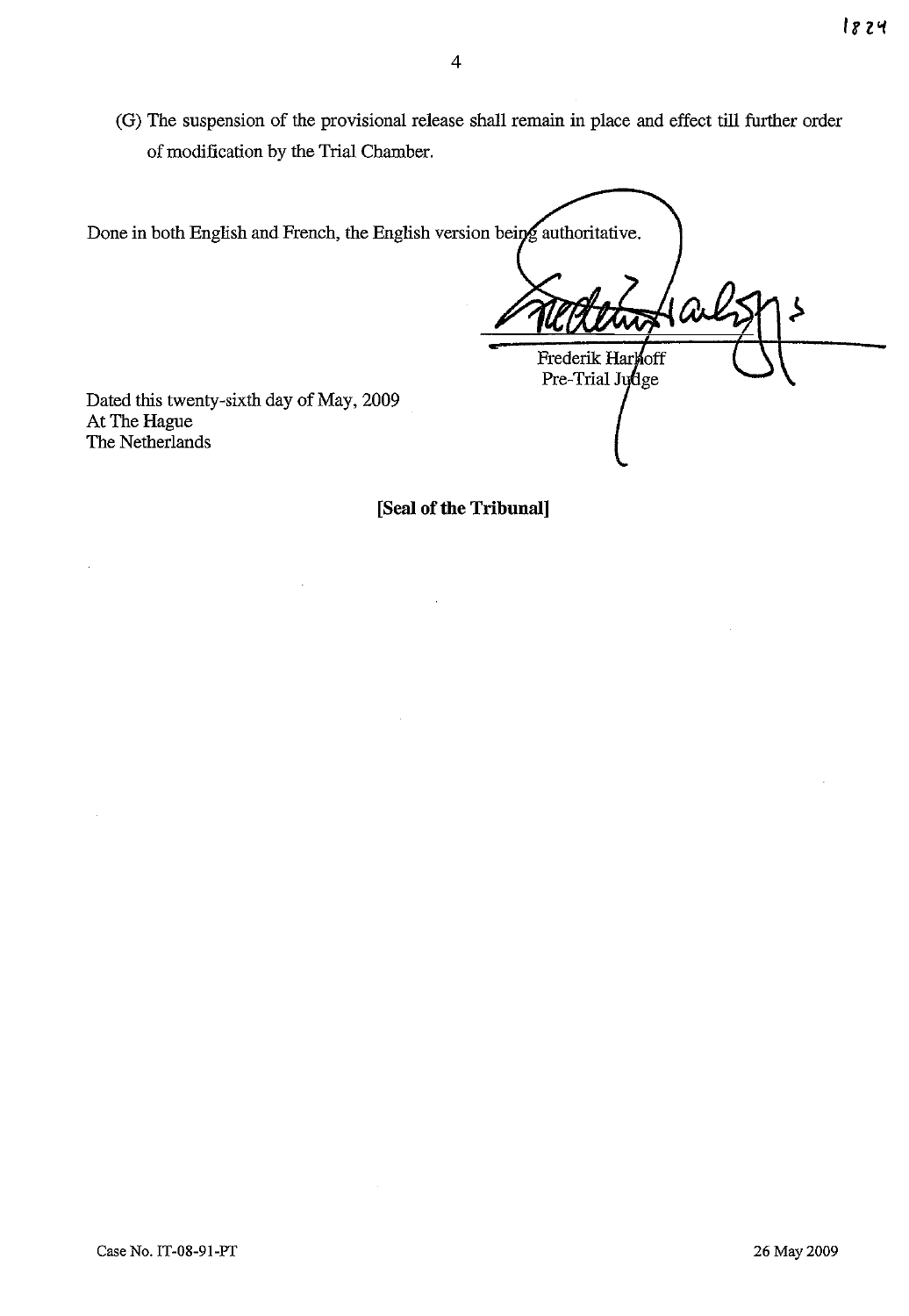(G) The suspension of the provisional release shall remain in place and effect till further order of modification by the Trial Chamber.

Done in both English and French, the English version being authoritative.

Frederik Harhoff
Pre-Trial Judge

Dated this twenty-sixth day of May, 2009
At The Hague
The Netherlands

**[Seal of the Tribunal]**

Case No. IT-08-91-PT — 26 May 2009